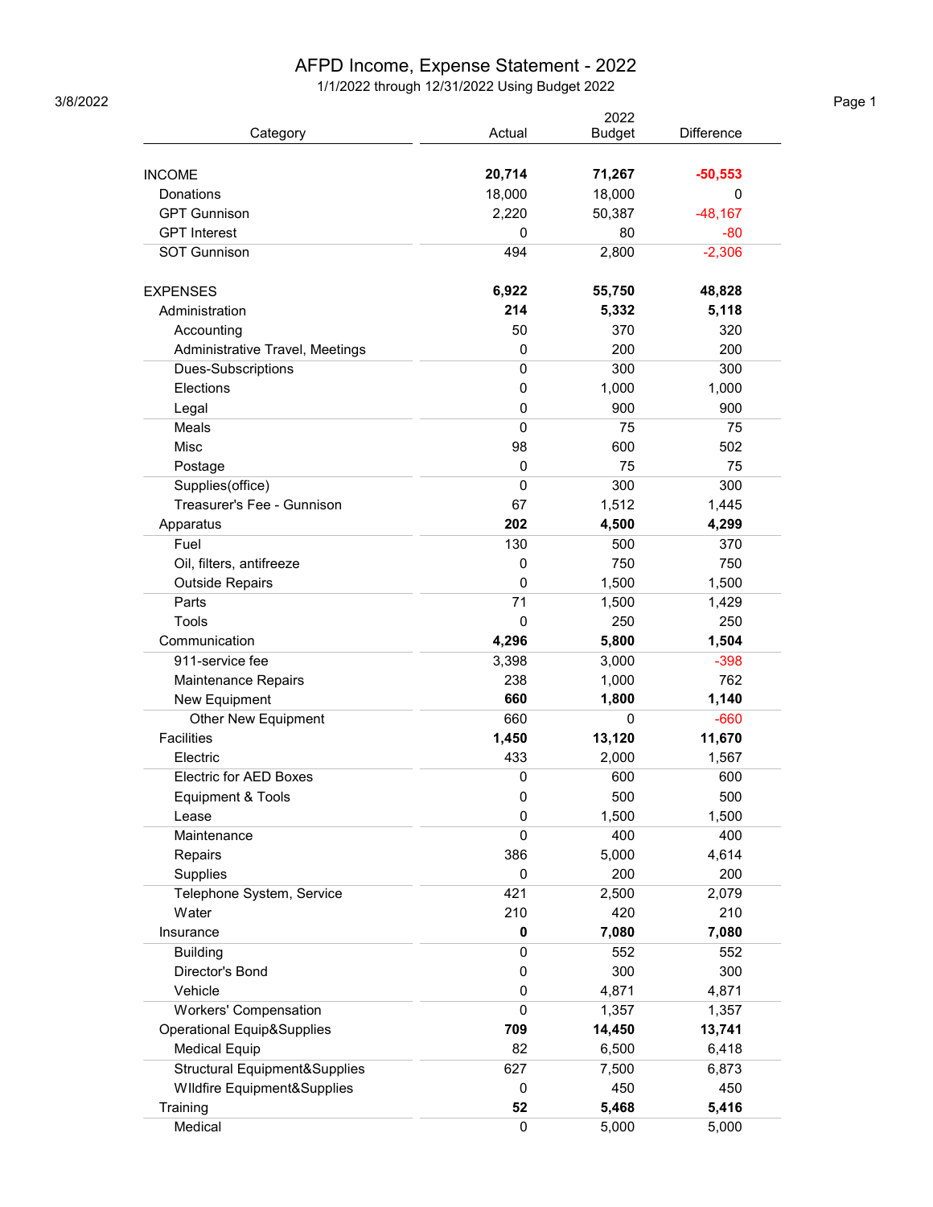# AFPD Income, Expense Statement - 2022

1/1/2022 through 12/31/2022 Using Budget 2022

3/8/2022

| Category | Actual | 2022 Budget | Difference |
|---|---|---|---|
| **INCOME** | **20,714** | **71,267** | **-50,553** |
| Donations | 18,000 | 18,000 | 0 |
| GPT Gunnison | 2,220 | 50,387 | -48,167 |
| GPT Interest | 0 | 80 | -80 |
| SOT Gunnison | 494 | 2,800 | -2,306 |
| | | | |
| **EXPENSES** | **6,922** | **55,750** | **48,828** |
| Administration | **214** | **5,332** | **5,118** |
| Accounting | 50 | 370 | 320 |
| Administrative Travel, Meetings | 0 | 200 | 200 |
| Dues-Subscriptions | 0 | 300 | 300 |
| Elections | 0 | 1,000 | 1,000 |
| Legal | 0 | 900 | 900 |
| Meals | 0 | 75 | 75 |
| Misc | 98 | 600 | 502 |
| Postage | 0 | 75 | 75 |
| Supplies(office) | 0 | 300 | 300 |
| Treasurer's Fee - Gunnison | 67 | 1,512 | 1,445 |
| Apparatus | **202** | **4,500** | **4,299** |
| Fuel | 130 | 500 | 370 |
| Oil, filters, antifreeze | 0 | 750 | 750 |
| Outside Repairs | 0 | 1,500 | 1,500 |
| Parts | 71 | 1,500 | 1,429 |
| Tools | 0 | 250 | 250 |
| Communication | **4,296** | **5,800** | **1,504** |
| 911-service fee | 3,398 | 3,000 | -398 |
| Maintenance Repairs | 238 | 1,000 | 762 |
| New Equipment | **660** | **1,800** | **1,140** |
| Other New Equipment | 660 | 0 | -660 |
| Facilities | **1,450** | **13,120** | **11,670** |
| Electric | 433 | 2,000 | 1,567 |
| Electric for AED Boxes | 0 | 600 | 600 |
| Equipment & Tools | 0 | 500 | 500 |
| Lease | 0 | 1,500 | 1,500 |
| Maintenance | 0 | 400 | 400 |
| Repairs | 386 | 5,000 | 4,614 |
| Supplies | 0 | 200 | 200 |
| Telephone System, Service | 421 | 2,500 | 2,079 |
| Water | 210 | 420 | 210 |
| Insurance | **0** | **7,080** | **7,080** |
| Building | 0 | 552 | 552 |
| Director's Bond | 0 | 300 | 300 |
| Vehicle | 0 | 4,871 | 4,871 |
| Workers' Compensation | 0 | 1,357 | 1,357 |
| Operational Equip&Supplies | **709** | **14,450** | **13,741** |
| Medical Equip | 82 | 6,500 | 6,418 |
| Structural Equipment&Supplies | 627 | 7,500 | 6,873 |
| WIldfire Equipment&Supplies | 0 | 450 | 450 |
| Training | **52** | **5,468** | **5,416** |
| Medical | 0 | 5,000 | 5,000 |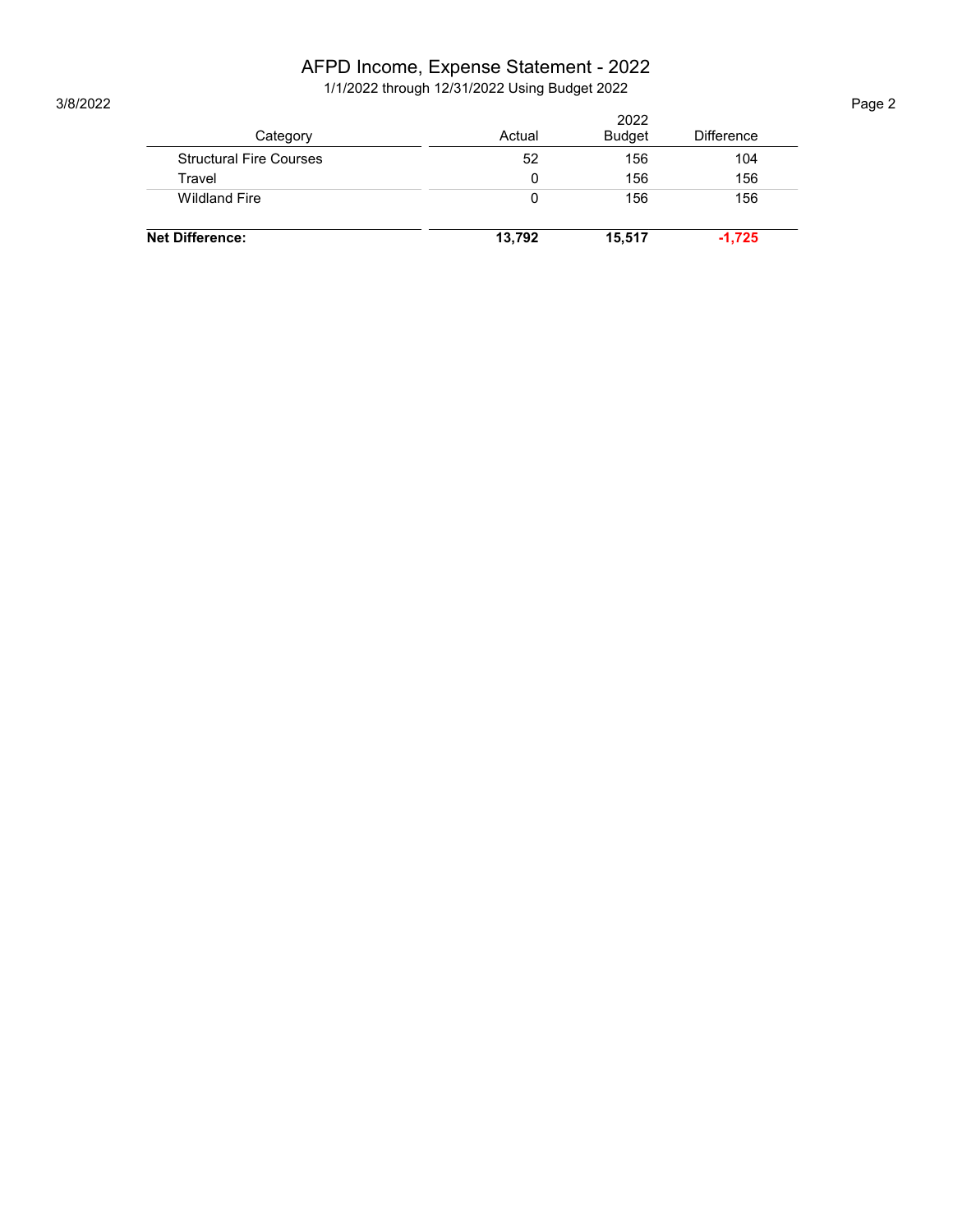# AFPD Income, Expense Statement - 2022

1/1/2022 through 12/31/2022 Using Budget 2022

3/8/2022

| Category | Actual | 2022 Budget | Difference |
|---|---|---|---|
| Structural Fire Courses | 52 | 156 | 104 |
| Travel | 0 | 156 | 156 |
| Wildland Fire | 0 | 156 | 156 |
| **Net Difference:** | **13,792** | **15,517** | **-1,725** |